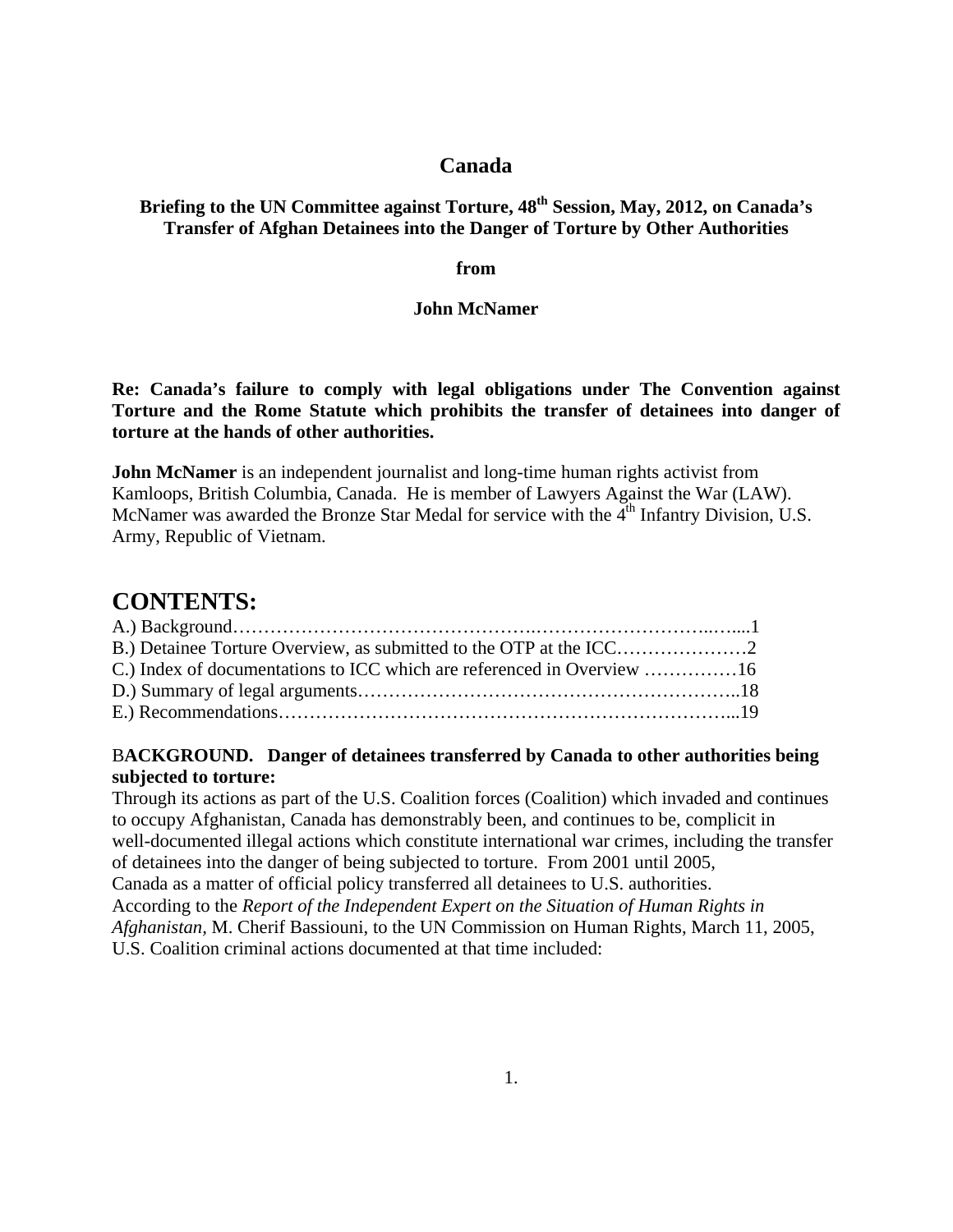# Canada

**Briefing to the UN Committee against Torture, 48th Session, May, 2012, on Canada's Transfer of Afghan Detainees into the Danger of Torture by Other Authorities**

**from**

**John McNamer**

**Re: Canada's failure to comply with legal obligations under The Convention against Torture and the Rome Statute which prohibits the transfer of detainees into danger of torture at the hands of other authorities.**

**John McNamer** is an independent journalist and long-time human rights activist from Kamloops, British Columbia, Canada. He is member of Lawyers Against the War (LAW). McNamer was awarded the Bronze Star Medal for service with the 4th Infantry Division, U.S. Army, Republic of Vietnam.

## CONTENTS:

A.) Background……………………………………..………………………..…....1
B.) Detainee Torture Overview, as submitted to the OTP at the ICC…………………2
C.) Index of documentations to ICC which are referenced in Overview ……………16
D.) Summary of legal arguments…………………………………………………..18
E.) Recommendations……………………………………………………………...19

B**ACKGROUND. Danger of detainees transferred by Canada to other authorities being subjected to torture:**

Through its actions as part of the U.S. Coalition forces (Coalition) which invaded and continues to occupy Afghanistan, Canada has demonstrably been, and continues to be, complicit in well-documented illegal actions which constitute international war crimes, including the transfer of detainees into the danger of being subjected to torture. From 2001 until 2005, Canada as a matter of official policy transferred all detainees to U.S. authorities. According to the *Report of the Independent Expert on the Situation of Human Rights in Afghanistan*, M. Cherif Bassiouni, to the UN Commission on Human Rights, March 11, 2005, U.S. Coalition criminal actions documented at that time included: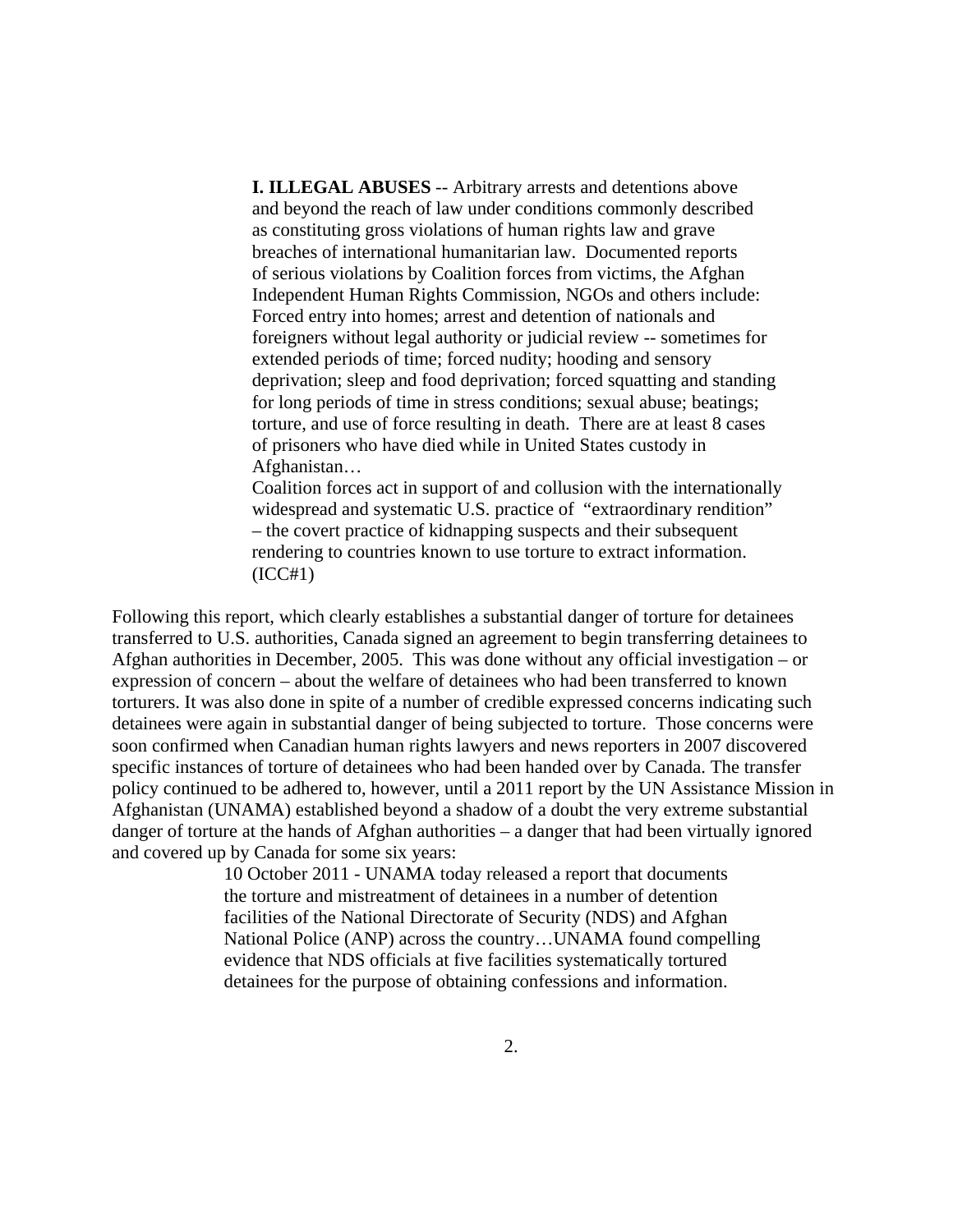> **I. ILLEGAL ABUSES** -- Arbitrary arrests and detentions above and beyond the reach of law under conditions commonly described as constituting gross violations of human rights law and grave breaches of international humanitarian law. Documented reports of serious violations by Coalition forces from victims, the Afghan Independent Human Rights Commission, NGOs and others include: Forced entry into homes; arrest and detention of nationals and foreigners without legal authority or judicial review -- sometimes for extended periods of time; forced nudity; hooding and sensory deprivation; sleep and food deprivation; forced squatting and standing for long periods of time in stress conditions; sexual abuse; beatings; torture, and use of force resulting in death. There are at least 8 cases of prisoners who have died while in United States custody in Afghanistan…
>
> Coalition forces act in support of and collusion with the internationally widespread and systematic U.S. practice of "extraordinary rendition" – the covert practice of kidnapping suspects and their subsequent rendering to countries known to use torture to extract information. (ICC#1)

Following this report, which clearly establishes a substantial danger of torture for detainees transferred to U.S. authorities, Canada signed an agreement to begin transferring detainees to Afghan authorities in December, 2005. This was done without any official investigation – or expression of concern – about the welfare of detainees who had been transferred to known torturers. It was also done in spite of a number of credible expressed concerns indicating such detainees were again in substantial danger of being subjected to torture. Those concerns were soon confirmed when Canadian human rights lawyers and news reporters in 2007 discovered specific instances of torture of detainees who had been handed over by Canada. The transfer policy continued to be adhered to, however, until a 2011 report by the UN Assistance Mission in Afghanistan (UNAMA) established beyond a shadow of a doubt the very extreme substantial danger of torture at the hands of Afghan authorities – a danger that had been virtually ignored and covered up by Canada for some six years:

> 10 October 2011 - UNAMA today released a report that documents the torture and mistreatment of detainees in a number of detention facilities of the National Directorate of Security (NDS) and Afghan National Police (ANP) across the country…UNAMA found compelling evidence that NDS officials at five facilities systematically tortured detainees for the purpose of obtaining confessions and information.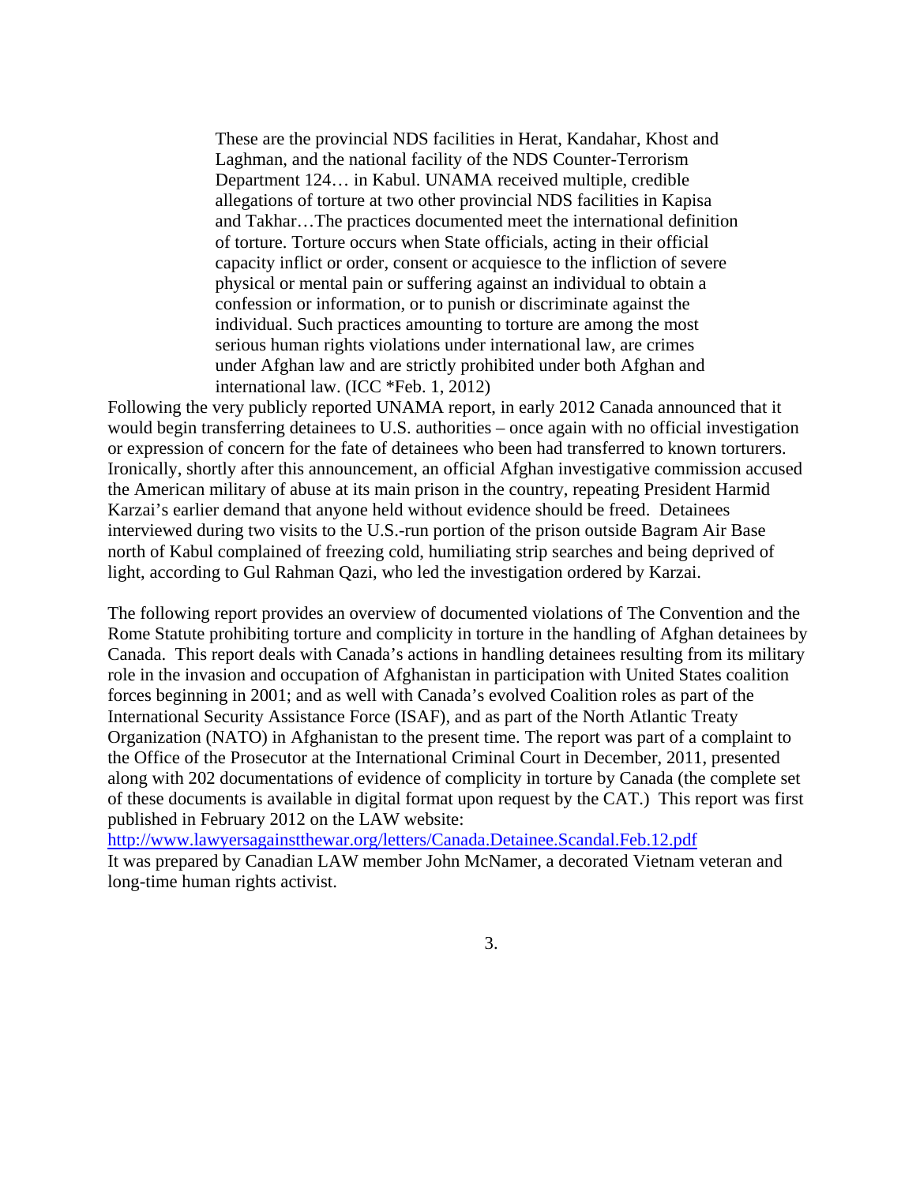> These are the provincial NDS facilities in Herat, Kandahar, Khost and Laghman, and the national facility of the NDS Counter-Terrorism Department 124… in Kabul. UNAMA received multiple, credible allegations of torture at two other provincial NDS facilities in Kapisa and Takhar…The practices documented meet the international definition of torture. Torture occurs when State officials, acting in their official capacity inflict or order, consent or acquiesce to the infliction of severe physical or mental pain or suffering against an individual to obtain a confession or information, or to punish or discriminate against the individual. Such practices amounting to torture are among the most serious human rights violations under international law, are crimes under Afghan law and are strictly prohibited under both Afghan and international law. (ICC *Feb. 1, 2012)

Following the very publicly reported UNAMA report, in early 2012 Canada announced that it would begin transferring detainees to U.S. authorities – once again with no official investigation or expression of concern for the fate of detainees who been had transferred to known torturers. Ironically, shortly after this announcement, an official Afghan investigative commission accused the American military of abuse at its main prison in the country, repeating President Harmid Karzai's earlier demand that anyone held without evidence should be freed. Detainees interviewed during two visits to the U.S.-run portion of the prison outside Bagram Air Base north of Kabul complained of freezing cold, humiliating strip searches and being deprived of light, according to Gul Rahman Qazi, who led the investigation ordered by Karzai.

The following report provides an overview of documented violations of The Convention and the Rome Statute prohibiting torture and complicity in torture in the handling of Afghan detainees by Canada. This report deals with Canada's actions in handling detainees resulting from its military role in the invasion and occupation of Afghanistan in participation with United States coalition forces beginning in 2001; and as well with Canada's evolved Coalition roles as part of the International Security Assistance Force (ISAF), and as part of the North Atlantic Treaty Organization (NATO) in Afghanistan to the present time. The report was part of a complaint to the Office of the Prosecutor at the International Criminal Court in December, 2011, presented along with 202 documentations of evidence of complicity in torture by Canada (the complete set of these documents is available in digital format upon request by the CAT.) This report was first published in February 2012 on the LAW website:
http://www.lawyersagainstthewar.org/letters/Canada.Detainee.Scandal.Feb.12.pdf
It was prepared by Canadian LAW member John McNamer, a decorated Vietnam veteran and long-time human rights activist.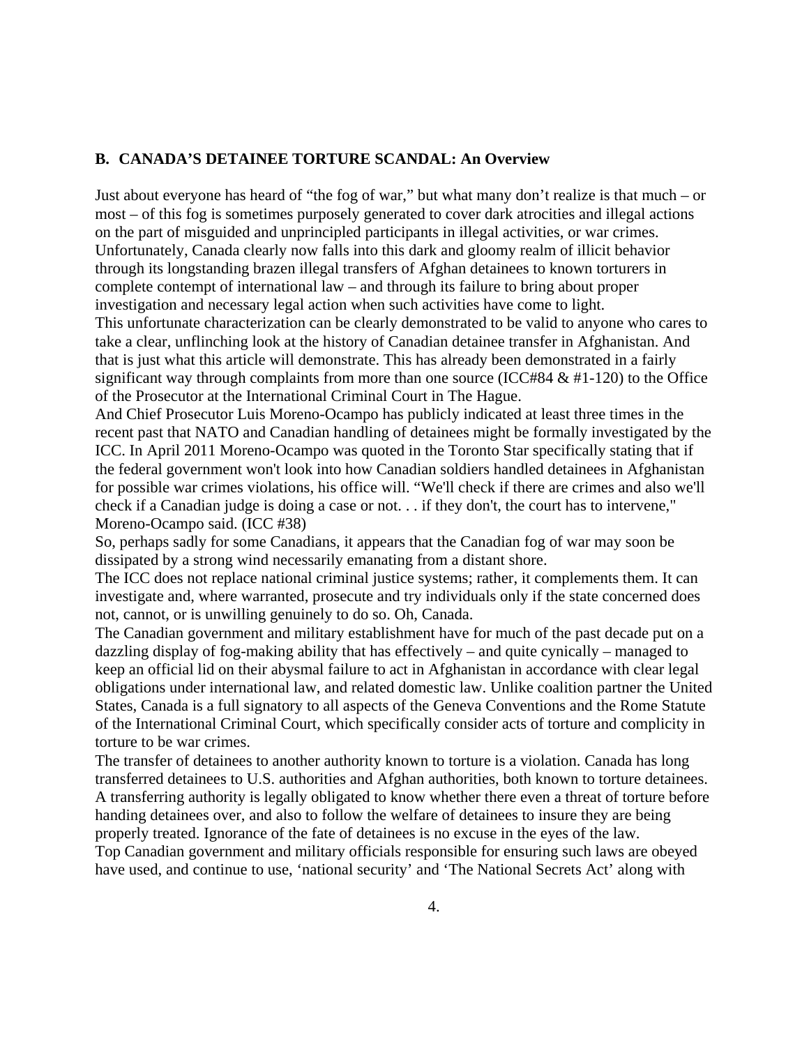**B. CANADA'S DETAINEE TORTURE SCANDAL: An Overview**

Just about everyone has heard of "the fog of war," but what many don't realize is that much – or most – of this fog is sometimes purposely generated to cover dark atrocities and illegal actions on the part of misguided and unprincipled participants in illegal activities, or war crimes. Unfortunately, Canada clearly now falls into this dark and gloomy realm of illicit behavior through its longstanding brazen illegal transfers of Afghan detainees to known torturers in complete contempt of international law – and through its failure to bring about proper investigation and necessary legal action when such activities have come to light.

This unfortunate characterization can be clearly demonstrated to be valid to anyone who cares to take a clear, unflinching look at the history of Canadian detainee transfer in Afghanistan. And that is just what this article will demonstrate. This has already been demonstrated in a fairly significant way through complaints from more than one source (ICC#84 & #1-120) to the Office of the Prosecutor at the International Criminal Court in The Hague.

And Chief Prosecutor Luis Moreno-Ocampo has publicly indicated at least three times in the recent past that NATO and Canadian handling of detainees might be formally investigated by the ICC. In April 2011 Moreno-Ocampo was quoted in the Toronto Star specifically stating that if the federal government won't look into how Canadian soldiers handled detainees in Afghanistan for possible war crimes violations, his office will. "We'll check if there are crimes and also we'll check if a Canadian judge is doing a case or not. . . if they don't, the court has to intervene," Moreno-Ocampo said. (ICC #38)

So, perhaps sadly for some Canadians, it appears that the Canadian fog of war may soon be dissipated by a strong wind necessarily emanating from a distant shore.

The ICC does not replace national criminal justice systems; rather, it complements them. It can investigate and, where warranted, prosecute and try individuals only if the state concerned does not, cannot, or is unwilling genuinely to do so. Oh, Canada.

The Canadian government and military establishment have for much of the past decade put on a dazzling display of fog-making ability that has effectively – and quite cynically – managed to keep an official lid on their abysmal failure to act in Afghanistan in accordance with clear legal obligations under international law, and related domestic law. Unlike coalition partner the United States, Canada is a full signatory to all aspects of the Geneva Conventions and the Rome Statute of the International Criminal Court, which specifically consider acts of torture and complicity in torture to be war crimes.

The transfer of detainees to another authority known to torture is a violation. Canada has long transferred detainees to U.S. authorities and Afghan authorities, both known to torture detainees. A transferring authority is legally obligated to know whether there even a threat of torture before handing detainees over, and also to follow the welfare of detainees to insure they are being properly treated. Ignorance of the fate of detainees is no excuse in the eyes of the law.

Top Canadian government and military officials responsible for ensuring such laws are obeyed have used, and continue to use, 'national security' and 'The National Secrets Act' along with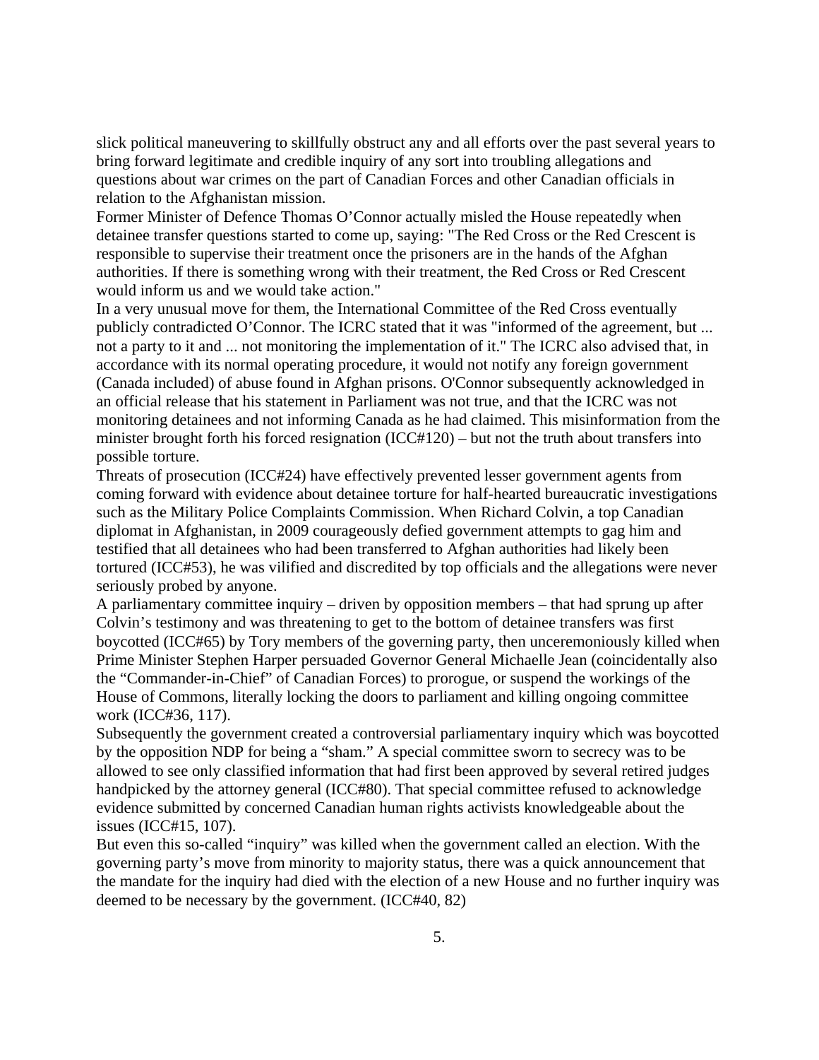slick political maneuvering to skillfully obstruct any and all efforts over the past several years to bring forward legitimate and credible inquiry of any sort into troubling allegations and questions about war crimes on the part of Canadian Forces and other Canadian officials in relation to the Afghanistan mission.

Former Minister of Defence Thomas O'Connor actually misled the House repeatedly when detainee transfer questions started to come up, saying: "The Red Cross or the Red Crescent is responsible to supervise their treatment once the prisoners are in the hands of the Afghan authorities. If there is something wrong with their treatment, the Red Cross or Red Crescent would inform us and we would take action."

In a very unusual move for them, the International Committee of the Red Cross eventually publicly contradicted O'Connor. The ICRC stated that it was "informed of the agreement, but ... not a party to it and ... not monitoring the implementation of it." The ICRC also advised that, in accordance with its normal operating procedure, it would not notify any foreign government (Canada included) of abuse found in Afghan prisons. O'Connor subsequently acknowledged in an official release that his statement in Parliament was not true, and that the ICRC was not monitoring detainees and not informing Canada as he had claimed. This misinformation from the minister brought forth his forced resignation (ICC#120) – but not the truth about transfers into possible torture.

Threats of prosecution (ICC#24) have effectively prevented lesser government agents from coming forward with evidence about detainee torture for half-hearted bureaucratic investigations such as the Military Police Complaints Commission. When Richard Colvin, a top Canadian diplomat in Afghanistan, in 2009 courageously defied government attempts to gag him and testified that all detainees who had been transferred to Afghan authorities had likely been tortured (ICC#53), he was vilified and discredited by top officials and the allegations were never seriously probed by anyone.

A parliamentary committee inquiry – driven by opposition members – that had sprung up after Colvin's testimony and was threatening to get to the bottom of detainee transfers was first boycotted (ICC#65) by Tory members of the governing party, then unceremoniously killed when Prime Minister Stephen Harper persuaded Governor General Michaelle Jean (coincidentally also the "Commander-in-Chief" of Canadian Forces) to prorogue, or suspend the workings of the House of Commons, literally locking the doors to parliament and killing ongoing committee work (ICC#36, 117).

Subsequently the government created a controversial parliamentary inquiry which was boycotted by the opposition NDP for being a "sham." A special committee sworn to secrecy was to be allowed to see only classified information that had first been approved by several retired judges handpicked by the attorney general (ICC#80). That special committee refused to acknowledge evidence submitted by concerned Canadian human rights activists knowledgeable about the issues (ICC#15, 107).

But even this so-called "inquiry" was killed when the government called an election. With the governing party's move from minority to majority status, there was a quick announcement that the mandate for the inquiry had died with the election of a new House and no further inquiry was deemed to be necessary by the government. (ICC#40, 82)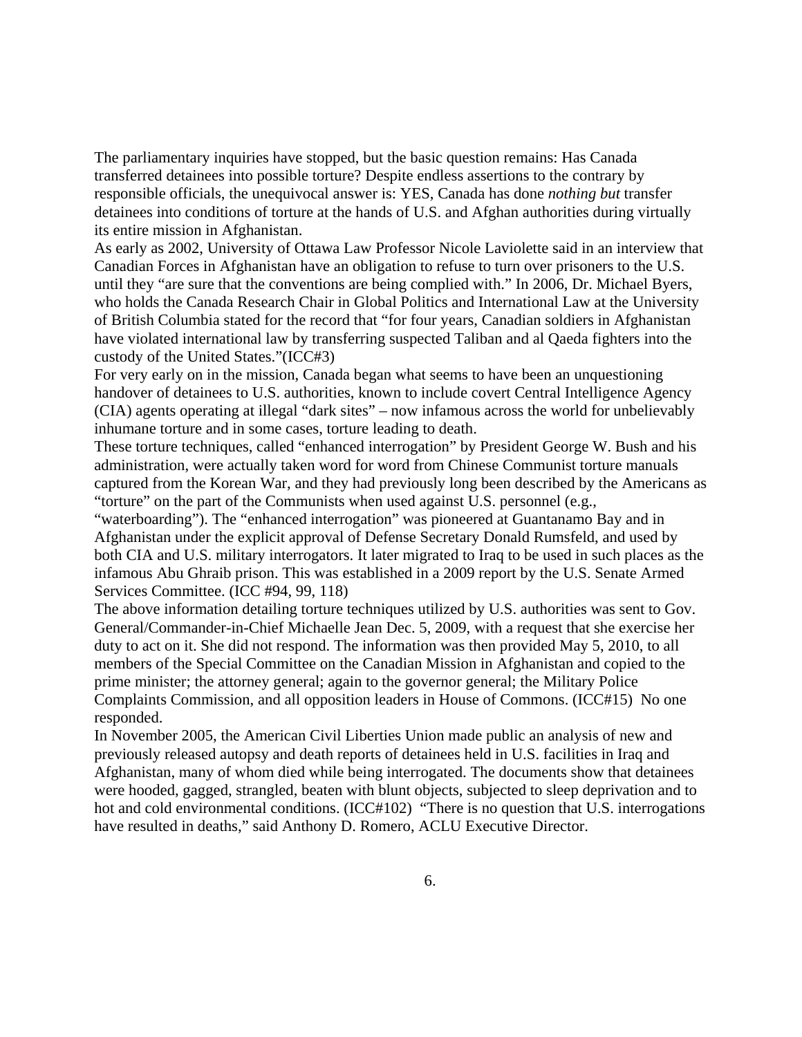The parliamentary inquiries have stopped, but the basic question remains: Has Canada transferred detainees into possible torture? Despite endless assertions to the contrary by responsible officials, the unequivocal answer is: YES, Canada has done *nothing but* transfer detainees into conditions of torture at the hands of U.S. and Afghan authorities during virtually its entire mission in Afghanistan.

As early as 2002, University of Ottawa Law Professor Nicole Laviolette said in an interview that Canadian Forces in Afghanistan have an obligation to refuse to turn over prisoners to the U.S. until they "are sure that the conventions are being complied with." In 2006, Dr. Michael Byers, who holds the Canada Research Chair in Global Politics and International Law at the University of British Columbia stated for the record that "for four years, Canadian soldiers in Afghanistan have violated international law by transferring suspected Taliban and al Qaeda fighters into the custody of the United States."(ICC#3)

For very early on in the mission, Canada began what seems to have been an unquestioning handover of detainees to U.S. authorities, known to include covert Central Intelligence Agency (CIA) agents operating at illegal "dark sites" – now infamous across the world for unbelievably inhumane torture and in some cases, torture leading to death.

These torture techniques, called "enhanced interrogation" by President George W. Bush and his administration, were actually taken word for word from Chinese Communist torture manuals captured from the Korean War, and they had previously long been described by the Americans as "torture" on the part of the Communists when used against U.S. personnel (e.g., "waterboarding"). The "enhanced interrogation" was pioneered at Guantanamo Bay and in Afghanistan under the explicit approval of Defense Secretary Donald Rumsfeld, and used by both CIA and U.S. military interrogators. It later migrated to Iraq to be used in such places as the infamous Abu Ghraib prison. This was established in a 2009 report by the U.S. Senate Armed Services Committee. (ICC #94, 99, 118)

The above information detailing torture techniques utilized by U.S. authorities was sent to Gov. General/Commander-in-Chief Michaelle Jean Dec. 5, 2009, with a request that she exercise her duty to act on it. She did not respond. The information was then provided May 5, 2010, to all members of the Special Committee on the Canadian Mission in Afghanistan and copied to the prime minister; the attorney general; again to the governor general; the Military Police Complaints Commission, and all opposition leaders in House of Commons. (ICC#15) No one responded.

In November 2005, the American Civil Liberties Union made public an analysis of new and previously released autopsy and death reports of detainees held in U.S. facilities in Iraq and Afghanistan, many of whom died while being interrogated. The documents show that detainees were hooded, gagged, strangled, beaten with blunt objects, subjected to sleep deprivation and to hot and cold environmental conditions. (ICC#102) "There is no question that U.S. interrogations have resulted in deaths," said Anthony D. Romero, ACLU Executive Director.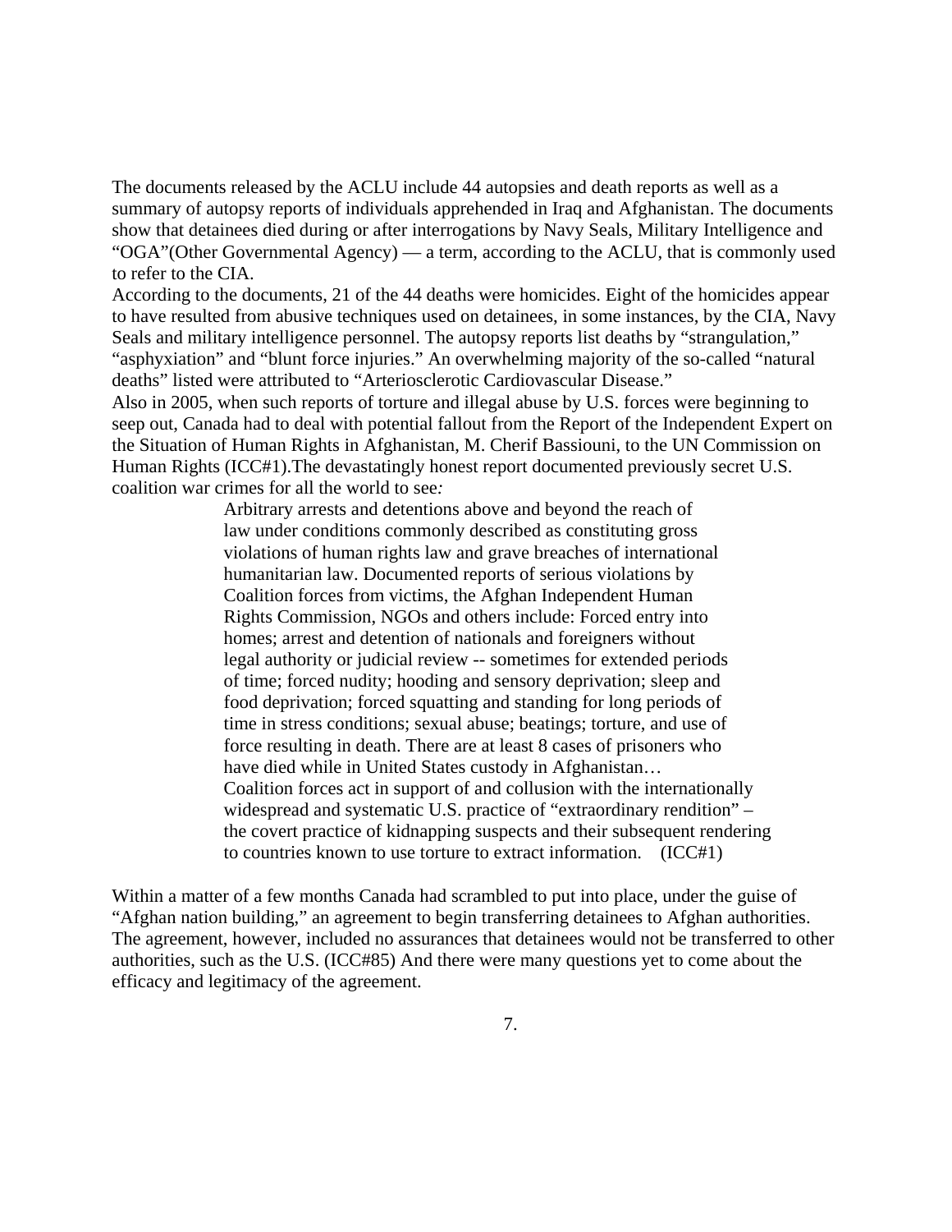The documents released by the ACLU include 44 autopsies and death reports as well as a summary of autopsy reports of individuals apprehended in Iraq and Afghanistan. The documents show that detainees died during or after interrogations by Navy Seals, Military Intelligence and "OGA"(Other Governmental Agency) — a term, according to the ACLU, that is commonly used to refer to the CIA.

According to the documents, 21 of the 44 deaths were homicides. Eight of the homicides appear to have resulted from abusive techniques used on detainees, in some instances, by the CIA, Navy Seals and military intelligence personnel. The autopsy reports list deaths by "strangulation," "asphyxiation" and "blunt force injuries." An overwhelming majority of the so-called "natural deaths" listed were attributed to "Arteriosclerotic Cardiovascular Disease."

Also in 2005, when such reports of torture and illegal abuse by U.S. forces were beginning to seep out, Canada had to deal with potential fallout from the Report of the Independent Expert on the Situation of Human Rights in Afghanistan, M. Cherif Bassiouni, to the UN Commission on Human Rights (ICC#1).The devastatingly honest report documented previously secret U.S. coalition war crimes for all the world to see*:*

> Arbitrary arrests and detentions above and beyond the reach of law under conditions commonly described as constituting gross violations of human rights law and grave breaches of international humanitarian law. Documented reports of serious violations by Coalition forces from victims, the Afghan Independent Human Rights Commission, NGOs and others include: Forced entry into homes; arrest and detention of nationals and foreigners without legal authority or judicial review -- sometimes for extended periods of time; forced nudity; hooding and sensory deprivation; sleep and food deprivation; forced squatting and standing for long periods of time in stress conditions; sexual abuse; beatings; torture, and use of force resulting in death. There are at least 8 cases of prisoners who have died while in United States custody in Afghanistan… Coalition forces act in support of and collusion with the internationally widespread and systematic U.S. practice of "extraordinary rendition" – the covert practice of kidnapping suspects and their subsequent rendering to countries known to use torture to extract information. (ICC#1)

Within a matter of a few months Canada had scrambled to put into place, under the guise of "Afghan nation building," an agreement to begin transferring detainees to Afghan authorities. The agreement, however, included no assurances that detainees would not be transferred to other authorities, such as the U.S. (ICC#85) And there were many questions yet to come about the efficacy and legitimacy of the agreement.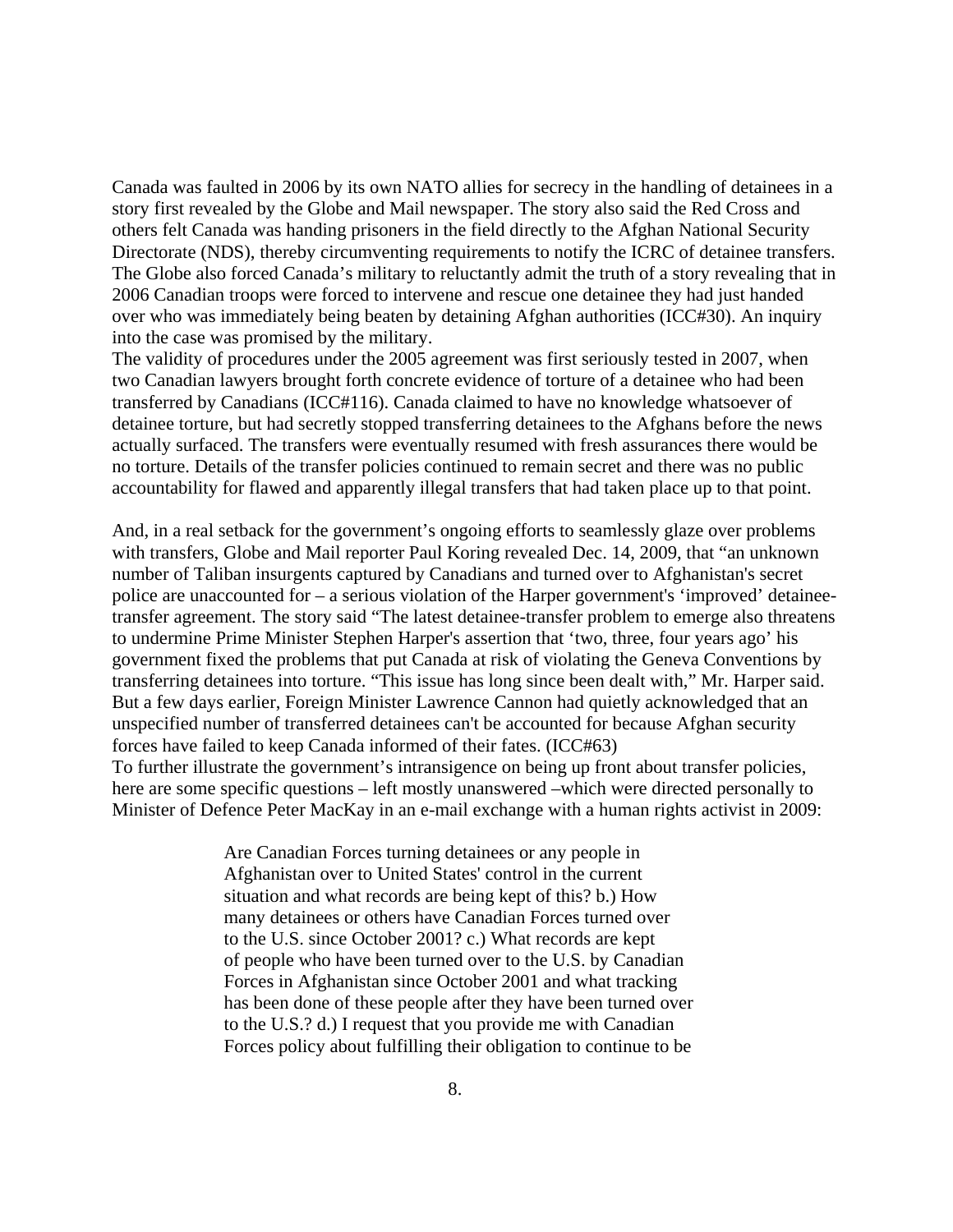Canada was faulted in 2006 by its own NATO allies for secrecy in the handling of detainees in a story first revealed by the Globe and Mail newspaper. The story also said the Red Cross and others felt Canada was handing prisoners in the field directly to the Afghan National Security Directorate (NDS), thereby circumventing requirements to notify the ICRC of detainee transfers. The Globe also forced Canada's military to reluctantly admit the truth of a story revealing that in 2006 Canadian troops were forced to intervene and rescue one detainee they had just handed over who was immediately being beaten by detaining Afghan authorities (ICC#30). An inquiry into the case was promised by the military.

The validity of procedures under the 2005 agreement was first seriously tested in 2007, when two Canadian lawyers brought forth concrete evidence of torture of a detainee who had been transferred by Canadians (ICC#116). Canada claimed to have no knowledge whatsoever of detainee torture, but had secretly stopped transferring detainees to the Afghans before the news actually surfaced. The transfers were eventually resumed with fresh assurances there would be no torture. Details of the transfer policies continued to remain secret and there was no public accountability for flawed and apparently illegal transfers that had taken place up to that point.

And, in a real setback for the government's ongoing efforts to seamlessly glaze over problems with transfers, Globe and Mail reporter Paul Koring revealed Dec. 14, 2009, that "an unknown number of Taliban insurgents captured by Canadians and turned over to Afghanistan's secret police are unaccounted for – a serious violation of the Harper government's 'improved' detainee-transfer agreement. The story said "The latest detainee-transfer problem to emerge also threatens to undermine Prime Minister Stephen Harper's assertion that 'two, three, four years ago' his government fixed the problems that put Canada at risk of violating the Geneva Conventions by transferring detainees into torture. "This issue has long since been dealt with," Mr. Harper said. But a few days earlier, Foreign Minister Lawrence Cannon had quietly acknowledged that an unspecified number of transferred detainees can't be accounted for because Afghan security forces have failed to keep Canada informed of their fates. (ICC#63)

To further illustrate the government's intransigence on being up front about transfer policies, here are some specific questions – left mostly unanswered –which were directed personally to Minister of Defence Peter MacKay in an e-mail exchange with a human rights activist in 2009:

> Are Canadian Forces turning detainees or any people in Afghanistan over to United States' control in the current situation and what records are being kept of this? b.) How many detainees or others have Canadian Forces turned over to the U.S. since October 2001? c.) What records are kept of people who have been turned over to the U.S. by Canadian Forces in Afghanistan since October 2001 and what tracking has been done of these people after they have been turned over to the U.S.? d.) I request that you provide me with Canadian Forces policy about fulfilling their obligation to continue to be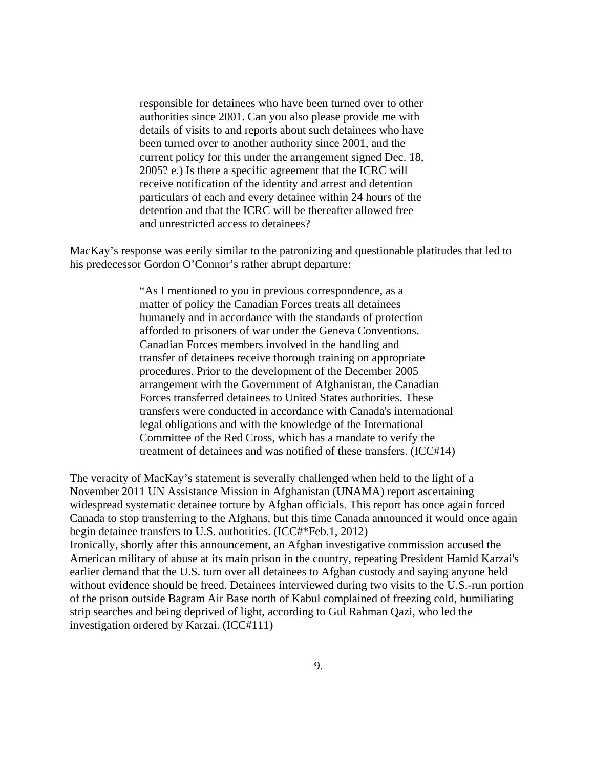> responsible for detainees who have been turned over to other authorities since 2001. Can you also please provide me with details of visits to and reports about such detainees who have been turned over to another authority since 2001, and the current policy for this under the arrangement signed Dec. 18, 2005? e.) Is there a specific agreement that the ICRC will receive notification of the identity and arrest and detention particulars of each and every detainee within 24 hours of the detention and that the ICRC will be thereafter allowed free and unrestricted access to detainees?

MacKay's response was eerily similar to the patronizing and questionable platitudes that led to his predecessor Gordon O'Connor's rather abrupt departure:

> "As I mentioned to you in previous correspondence, as a matter of policy the Canadian Forces treats all detainees humanely and in accordance with the standards of protection afforded to prisoners of war under the Geneva Conventions. Canadian Forces members involved in the handling and transfer of detainees receive thorough training on appropriate procedures. Prior to the development of the December 2005 arrangement with the Government of Afghanistan, the Canadian Forces transferred detainees to United States authorities. These transfers were conducted in accordance with Canada's international legal obligations and with the knowledge of the International Committee of the Red Cross, which has a mandate to verify the treatment of detainees and was notified of these transfers. (ICC#14)

The veracity of MacKay's statement is severally challenged when held to the light of a November 2011 UN Assistance Mission in Afghanistan (UNAMA) report ascertaining widespread systematic detainee torture by Afghan officials. This report has once again forced Canada to stop transferring to the Afghans, but this time Canada announced it would once again begin detainee transfers to U.S. authorities. (ICC#*Feb.1, 2012)

Ironically, shortly after this announcement, an Afghan investigative commission accused the American military of abuse at its main prison in the country, repeating President Hamid Karzai's earlier demand that the U.S. turn over all detainees to Afghan custody and saying anyone held without evidence should be freed. Detainees interviewed during two visits to the U.S.-run portion of the prison outside Bagram Air Base north of Kabul complained of freezing cold, humiliating strip searches and being deprived of light, according to Gul Rahman Qazi, who led the investigation ordered by Karzai. (ICC#111)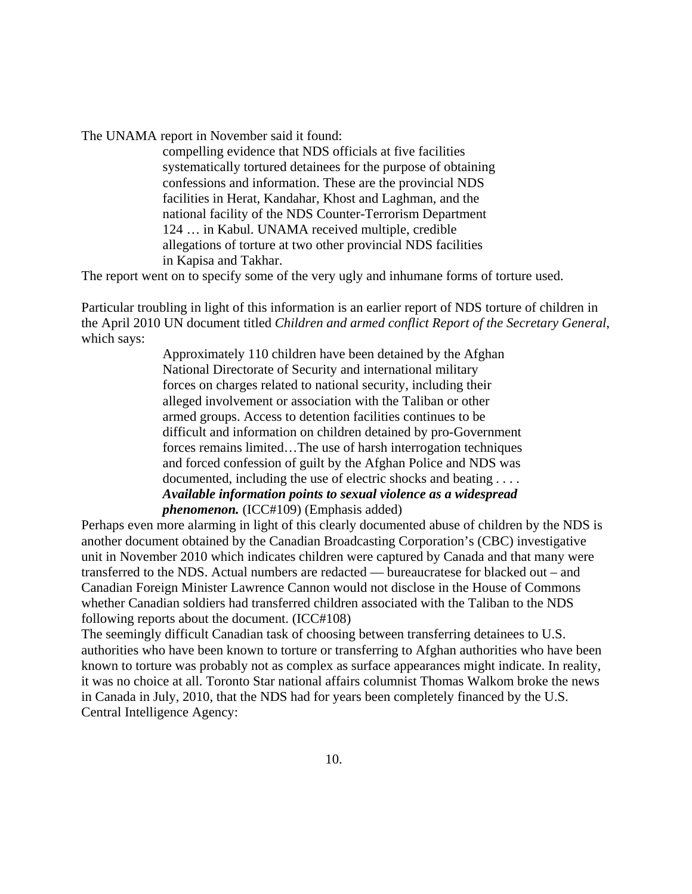The UNAMA report in November said it found:

> compelling evidence that NDS officials at five facilities systematically tortured detainees for the purpose of obtaining confessions and information. These are the provincial NDS facilities in Herat, Kandahar, Khost and Laghman, and the national facility of the NDS Counter-Terrorism Department 124 … in Kabul. UNAMA received multiple, credible allegations of torture at two other provincial NDS facilities in Kapisa and Takhar.

The report went on to specify some of the very ugly and inhumane forms of torture used.

Particular troubling in light of this information is an earlier report of NDS torture of children in the April 2010 UN document titled *Children and armed conflict Report of the Secretary General*, which says:

> Approximately 110 children have been detained by the Afghan National Directorate of Security and international military forces on charges related to national security, including their alleged involvement or association with the Taliban or other armed groups. Access to detention facilities continues to be difficult and information on children detained by pro-Government forces remains limited…The use of harsh interrogation techniques and forced confession of guilt by the Afghan Police and NDS was documented, including the use of electric shocks and beating . . . . ***Available information points to sexual violence as a widespread phenomenon.*** (ICC#109) (Emphasis added)

Perhaps even more alarming in light of this clearly documented abuse of children by the NDS is another document obtained by the Canadian Broadcasting Corporation's (CBC) investigative unit in November 2010 which indicates children were captured by Canada and that many were transferred to the NDS. Actual numbers are redacted — bureaucratese for blacked out – and Canadian Foreign Minister Lawrence Cannon would not disclose in the House of Commons whether Canadian soldiers had transferred children associated with the Taliban to the NDS following reports about the document. (ICC#108)

The seemingly difficult Canadian task of choosing between transferring detainees to U.S. authorities who have been known to torture or transferring to Afghan authorities who have been known to torture was probably not as complex as surface appearances might indicate. In reality, it was no choice at all. Toronto Star national affairs columnist Thomas Walkom broke the news in Canada in July, 2010, that the NDS had for years been completely financed by the U.S. Central Intelligence Agency: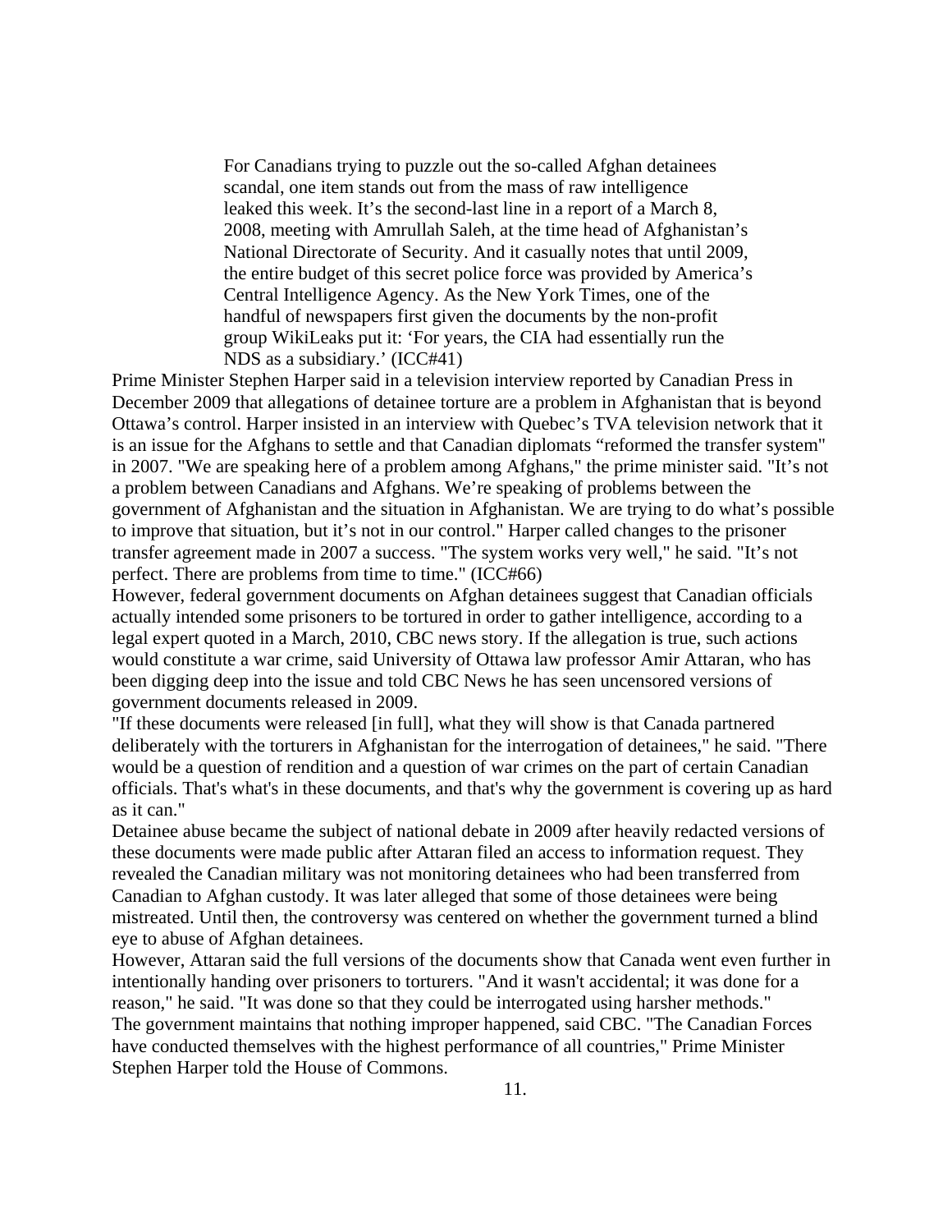> For Canadians trying to puzzle out the so-called Afghan detainees scandal, one item stands out from the mass of raw intelligence leaked this week. It's the second-last line in a report of a March 8, 2008, meeting with Amrullah Saleh, at the time head of Afghanistan's National Directorate of Security. And it casually notes that until 2009, the entire budget of this secret police force was provided by America's Central Intelligence Agency. As the New York Times, one of the handful of newspapers first given the documents by the non-profit group WikiLeaks put it: 'For years, the CIA had essentially run the NDS as a subsidiary.' (ICC#41)

Prime Minister Stephen Harper said in a television interview reported by Canadian Press in December 2009 that allegations of detainee torture are a problem in Afghanistan that is beyond Ottawa's control. Harper insisted in an interview with Quebec's TVA television network that it is an issue for the Afghans to settle and that Canadian diplomats "reformed the transfer system" in 2007. "We are speaking here of a problem among Afghans," the prime minister said. "It's not a problem between Canadians and Afghans. We're speaking of problems between the government of Afghanistan and the situation in Afghanistan. We are trying to do what's possible to improve that situation, but it's not in our control." Harper called changes to the prisoner transfer agreement made in 2007 a success. "The system works very well," he said. "It's not perfect. There are problems from time to time." (ICC#66)

However, federal government documents on Afghan detainees suggest that Canadian officials actually intended some prisoners to be tortured in order to gather intelligence, according to a legal expert quoted in a March, 2010, CBC news story. If the allegation is true, such actions would constitute a war crime, said University of Ottawa law professor Amir Attaran, who has been digging deep into the issue and told CBC News he has seen uncensored versions of government documents released in 2009.

"If these documents were released [in full], what they will show is that Canada partnered deliberately with the torturers in Afghanistan for the interrogation of detainees," he said. "There would be a question of rendition and a question of war crimes on the part of certain Canadian officials. That's what's in these documents, and that's why the government is covering up as hard as it can."

Detainee abuse became the subject of national debate in 2009 after heavily redacted versions of these documents were made public after Attaran filed an access to information request. They revealed the Canadian military was not monitoring detainees who had been transferred from Canadian to Afghan custody. It was later alleged that some of those detainees were being mistreated. Until then, the controversy was centered on whether the government turned a blind eye to abuse of Afghan detainees.

However, Attaran said the full versions of the documents show that Canada went even further in intentionally handing over prisoners to torturers. "And it wasn't accidental; it was done for a reason," he said. "It was done so that they could be interrogated using harsher methods."

The government maintains that nothing improper happened, said CBC. "The Canadian Forces have conducted themselves with the highest performance of all countries," Prime Minister Stephen Harper told the House of Commons.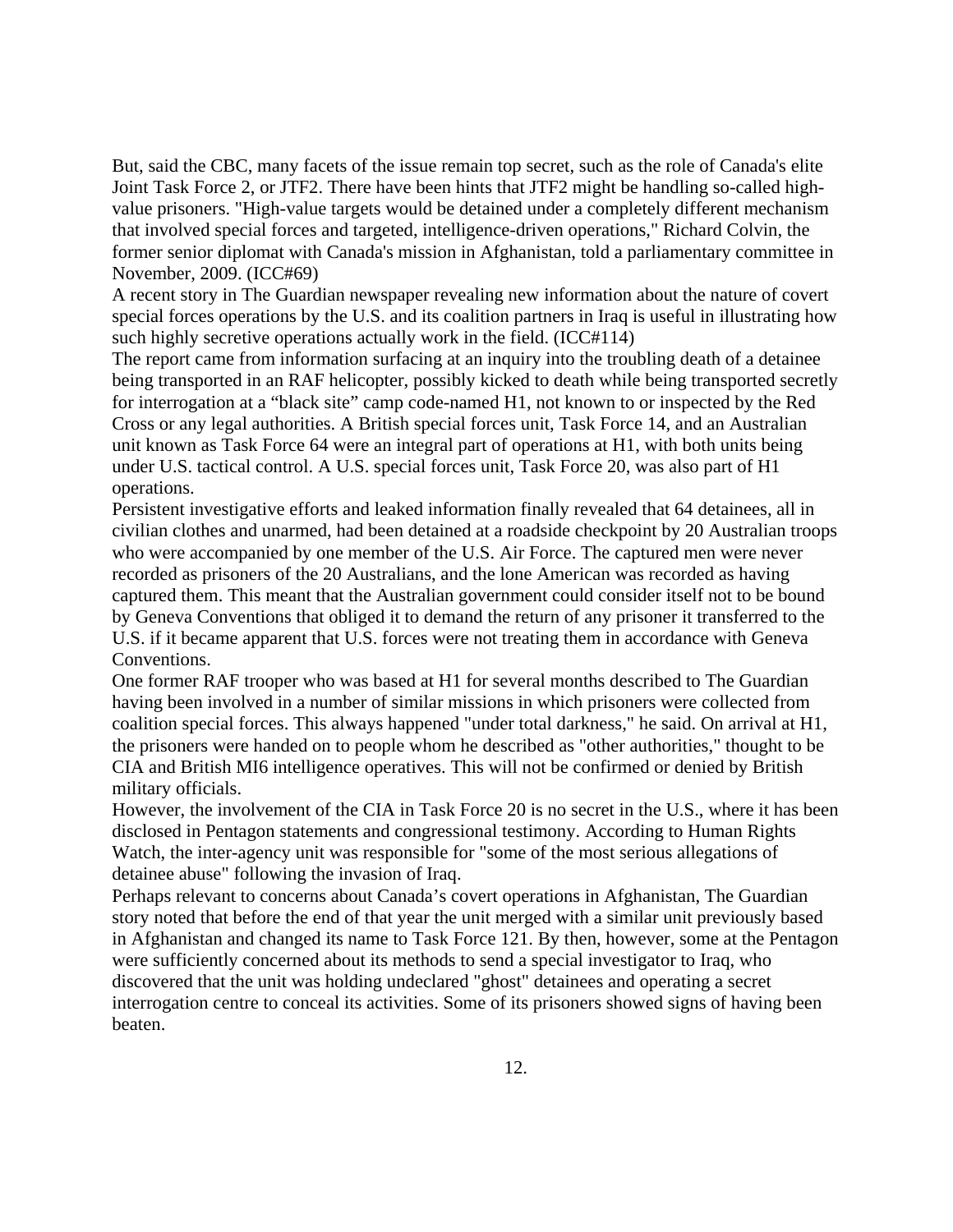But, said the CBC, many facets of the issue remain top secret, such as the role of Canada's elite Joint Task Force 2, or JTF2. There have been hints that JTF2 might be handling so-called high-value prisoners. "High-value targets would be detained under a completely different mechanism that involved special forces and targeted, intelligence-driven operations," Richard Colvin, the former senior diplomat with Canada's mission in Afghanistan, told a parliamentary committee in November, 2009. (ICC#69)

A recent story in The Guardian newspaper revealing new information about the nature of covert special forces operations by the U.S. and its coalition partners in Iraq is useful in illustrating how such highly secretive operations actually work in the field. (ICC#114)

The report came from information surfacing at an inquiry into the troubling death of a detainee being transported in an RAF helicopter, possibly kicked to death while being transported secretly for interrogation at a "black site" camp code-named H1, not known to or inspected by the Red Cross or any legal authorities. A British special forces unit, Task Force 14, and an Australian unit known as Task Force 64 were an integral part of operations at H1, with both units being under U.S. tactical control. A U.S. special forces unit, Task Force 20, was also part of H1 operations.

Persistent investigative efforts and leaked information finally revealed that 64 detainees, all in civilian clothes and unarmed, had been detained at a roadside checkpoint by 20 Australian troops who were accompanied by one member of the U.S. Air Force. The captured men were never recorded as prisoners of the 20 Australians, and the lone American was recorded as having captured them. This meant that the Australian government could consider itself not to be bound by Geneva Conventions that obliged it to demand the return of any prisoner it transferred to the U.S. if it became apparent that U.S. forces were not treating them in accordance with Geneva Conventions.

One former RAF trooper who was based at H1 for several months described to The Guardian having been involved in a number of similar missions in which prisoners were collected from coalition special forces. This always happened "under total darkness," he said. On arrival at H1, the prisoners were handed on to people whom he described as "other authorities," thought to be CIA and British MI6 intelligence operatives. This will not be confirmed or denied by British military officials.

However, the involvement of the CIA in Task Force 20 is no secret in the U.S., where it has been disclosed in Pentagon statements and congressional testimony. According to Human Rights Watch, the inter-agency unit was responsible for "some of the most serious allegations of detainee abuse" following the invasion of Iraq.

Perhaps relevant to concerns about Canada's covert operations in Afghanistan, The Guardian story noted that before the end of that year the unit merged with a similar unit previously based in Afghanistan and changed its name to Task Force 121. By then, however, some at the Pentagon were sufficiently concerned about its methods to send a special investigator to Iraq, who discovered that the unit was holding undeclared "ghost" detainees and operating a secret interrogation centre to conceal its activities. Some of its prisoners showed signs of having been beaten.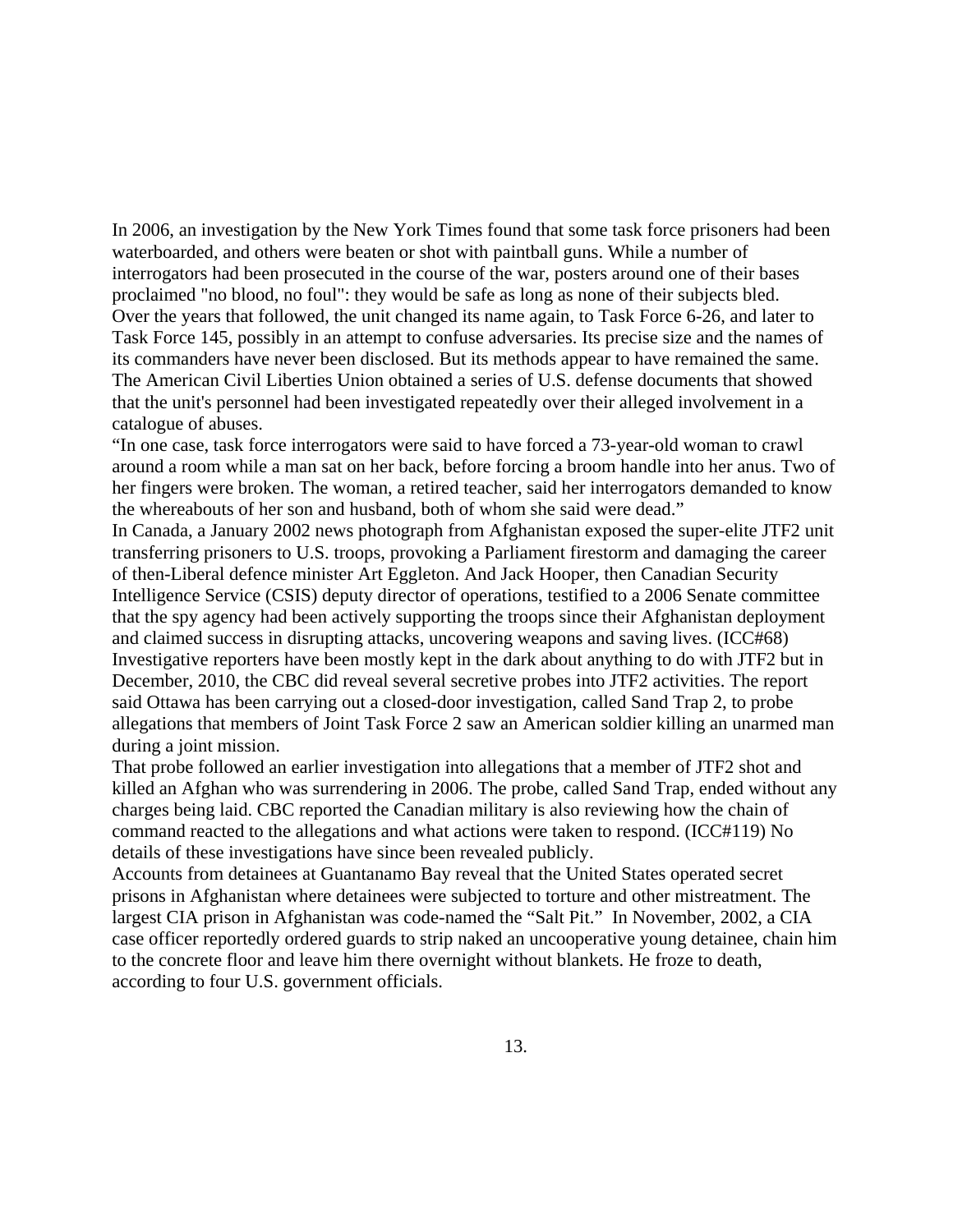In 2006, an investigation by the New York Times found that some task force prisoners had been waterboarded, and others were beaten or shot with paintball guns. While a number of interrogators had been prosecuted in the course of the war, posters around one of their bases proclaimed "no blood, no foul": they would be safe as long as none of their subjects bled.

Over the years that followed, the unit changed its name again, to Task Force 6-26, and later to Task Force 145, possibly in an attempt to confuse adversaries. Its precise size and the names of its commanders have never been disclosed. But its methods appear to have remained the same. The American Civil Liberties Union obtained a series of U.S. defense documents that showed that the unit's personnel had been investigated repeatedly over their alleged involvement in a catalogue of abuses.

"In one case, task force interrogators were said to have forced a 73-year-old woman to crawl around a room while a man sat on her back, before forcing a broom handle into her anus. Two of her fingers were broken. The woman, a retired teacher, said her interrogators demanded to know the whereabouts of her son and husband, both of whom she said were dead."

In Canada, a January 2002 news photograph from Afghanistan exposed the super-elite JTF2 unit transferring prisoners to U.S. troops, provoking a Parliament firestorm and damaging the career of then-Liberal defence minister Art Eggleton. And Jack Hooper, then Canadian Security Intelligence Service (CSIS) deputy director of operations, testified to a 2006 Senate committee that the spy agency had been actively supporting the troops since their Afghanistan deployment and claimed success in disrupting attacks, uncovering weapons and saving lives. (ICC#68)

Investigative reporters have been mostly kept in the dark about anything to do with JTF2 but in December, 2010, the CBC did reveal several secretive probes into JTF2 activities. The report said Ottawa has been carrying out a closed-door investigation, called Sand Trap 2, to probe allegations that members of Joint Task Force 2 saw an American soldier killing an unarmed man during a joint mission.

That probe followed an earlier investigation into allegations that a member of JTF2 shot and killed an Afghan who was surrendering in 2006. The probe, called Sand Trap, ended without any charges being laid. CBC reported the Canadian military is also reviewing how the chain of command reacted to the allegations and what actions were taken to respond. (ICC#119) No details of these investigations have since been revealed publicly.

Accounts from detainees at Guantanamo Bay reveal that the United States operated secret prisons in Afghanistan where detainees were subjected to torture and other mistreatment. The largest CIA prison in Afghanistan was code-named the "Salt Pit." In November, 2002, a CIA case officer reportedly ordered guards to strip naked an uncooperative young detainee, chain him to the concrete floor and leave him there overnight without blankets. He froze to death, according to four U.S. government officials.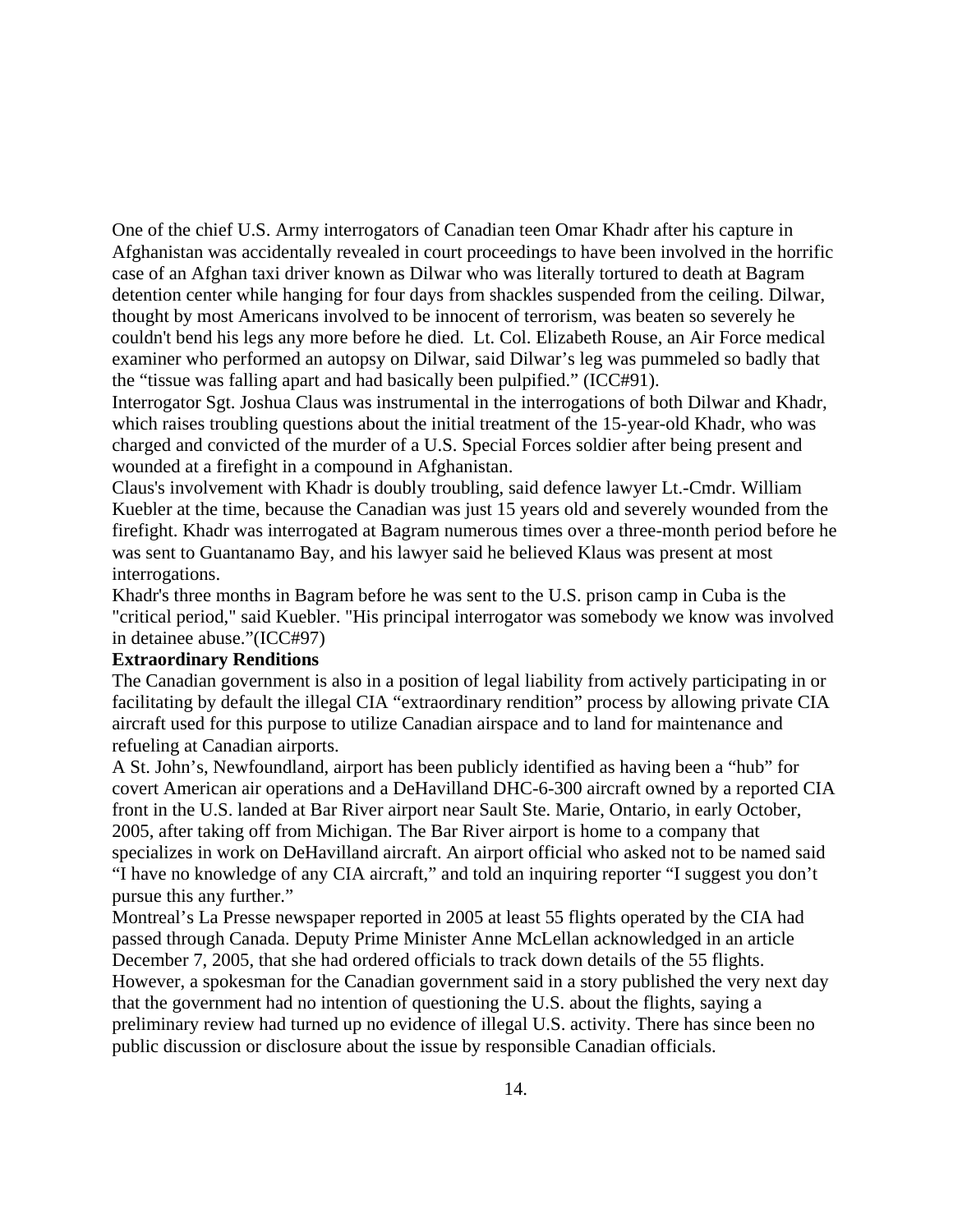One of the chief U.S. Army interrogators of Canadian teen Omar Khadr after his capture in Afghanistan was accidentally revealed in court proceedings to have been involved in the horrific case of an Afghan taxi driver known as Dilwar who was literally tortured to death at Bagram detention center while hanging for four days from shackles suspended from the ceiling. Dilwar, thought by most Americans involved to be innocent of terrorism, was beaten so severely he couldn't bend his legs any more before he died. Lt. Col. Elizabeth Rouse, an Air Force medical examiner who performed an autopsy on Dilwar, said Dilwar's leg was pummeled so badly that the "tissue was falling apart and had basically been pulpified." (ICC#91).

Interrogator Sgt. Joshua Claus was instrumental in the interrogations of both Dilwar and Khadr, which raises troubling questions about the initial treatment of the 15-year-old Khadr, who was charged and convicted of the murder of a U.S. Special Forces soldier after being present and wounded at a firefight in a compound in Afghanistan.

Claus's involvement with Khadr is doubly troubling, said defence lawyer Lt.-Cmdr. William Kuebler at the time, because the Canadian was just 15 years old and severely wounded from the firefight. Khadr was interrogated at Bagram numerous times over a three-month period before he was sent to Guantanamo Bay, and his lawyer said he believed Klaus was present at most interrogations.

Khadr's three months in Bagram before he was sent to the U.S. prison camp in Cuba is the "critical period," said Kuebler. "His principal interrogator was somebody we know was involved in detainee abuse."(ICC#97)

**Extraordinary Renditions**

The Canadian government is also in a position of legal liability from actively participating in or facilitating by default the illegal CIA "extraordinary rendition" process by allowing private CIA aircraft used for this purpose to utilize Canadian airspace and to land for maintenance and refueling at Canadian airports.

A St. John's, Newfoundland, airport has been publicly identified as having been a "hub" for covert American air operations and a DeHavilland DHC-6-300 aircraft owned by a reported CIA front in the U.S. landed at Bar River airport near Sault Ste. Marie, Ontario, in early October, 2005, after taking off from Michigan. The Bar River airport is home to a company that specializes in work on DeHavilland aircraft. An airport official who asked not to be named said "I have no knowledge of any CIA aircraft," and told an inquiring reporter "I suggest you don't pursue this any further."

Montreal's La Presse newspaper reported in 2005 at least 55 flights operated by the CIA had passed through Canada. Deputy Prime Minister Anne McLellan acknowledged in an article December 7, 2005, that she had ordered officials to track down details of the 55 flights. However, a spokesman for the Canadian government said in a story published the very next day that the government had no intention of questioning the U.S. about the flights, saying a preliminary review had turned up no evidence of illegal U.S. activity. There has since been no public discussion or disclosure about the issue by responsible Canadian officials.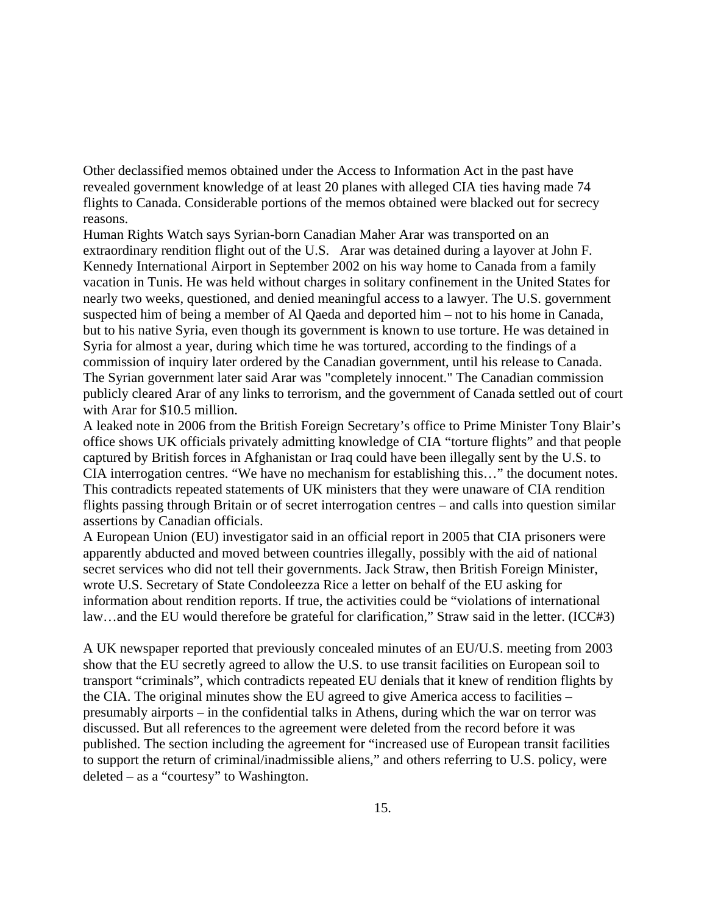Other declassified memos obtained under the Access to Information Act in the past have revealed government knowledge of at least 20 planes with alleged CIA ties having made 74 flights to Canada. Considerable portions of the memos obtained were blacked out for secrecy reasons.

Human Rights Watch says Syrian-born Canadian Maher Arar was transported on an extraordinary rendition flight out of the U.S. Arar was detained during a layover at John F. Kennedy International Airport in September 2002 on his way home to Canada from a family vacation in Tunis. He was held without charges in solitary confinement in the United States for nearly two weeks, questioned, and denied meaningful access to a lawyer. The U.S. government suspected him of being a member of Al Qaeda and deported him – not to his home in Canada, but to his native Syria, even though its government is known to use torture. He was detained in Syria for almost a year, during which time he was tortured, according to the findings of a commission of inquiry later ordered by the Canadian government, until his release to Canada. The Syrian government later said Arar was "completely innocent." The Canadian commission publicly cleared Arar of any links to terrorism, and the government of Canada settled out of court with Arar for $10.5 million.

A leaked note in 2006 from the British Foreign Secretary's office to Prime Minister Tony Blair's office shows UK officials privately admitting knowledge of CIA "torture flights" and that people captured by British forces in Afghanistan or Iraq could have been illegally sent by the U.S. to CIA interrogation centres. "We have no mechanism for establishing this…" the document notes. This contradicts repeated statements of UK ministers that they were unaware of CIA rendition flights passing through Britain or of secret interrogation centres – and calls into question similar assertions by Canadian officials.

A European Union (EU) investigator said in an official report in 2005 that CIA prisoners were apparently abducted and moved between countries illegally, possibly with the aid of national secret services who did not tell their governments. Jack Straw, then British Foreign Minister, wrote U.S. Secretary of State Condoleezza Rice a letter on behalf of the EU asking for information about rendition reports. If true, the activities could be "violations of international law…and the EU would therefore be grateful for clarification," Straw said in the letter. (ICC#3)

A UK newspaper reported that previously concealed minutes of an EU/U.S. meeting from 2003 show that the EU secretly agreed to allow the U.S. to use transit facilities on European soil to transport "criminals", which contradicts repeated EU denials that it knew of rendition flights by the CIA. The original minutes show the EU agreed to give America access to facilities – presumably airports – in the confidential talks in Athens, during which the war on terror was discussed. But all references to the agreement were deleted from the record before it was published. The section including the agreement for "increased use of European transit facilities to support the return of criminal/inadmissible aliens," and others referring to U.S. policy, were deleted – as a "courtesy" to Washington.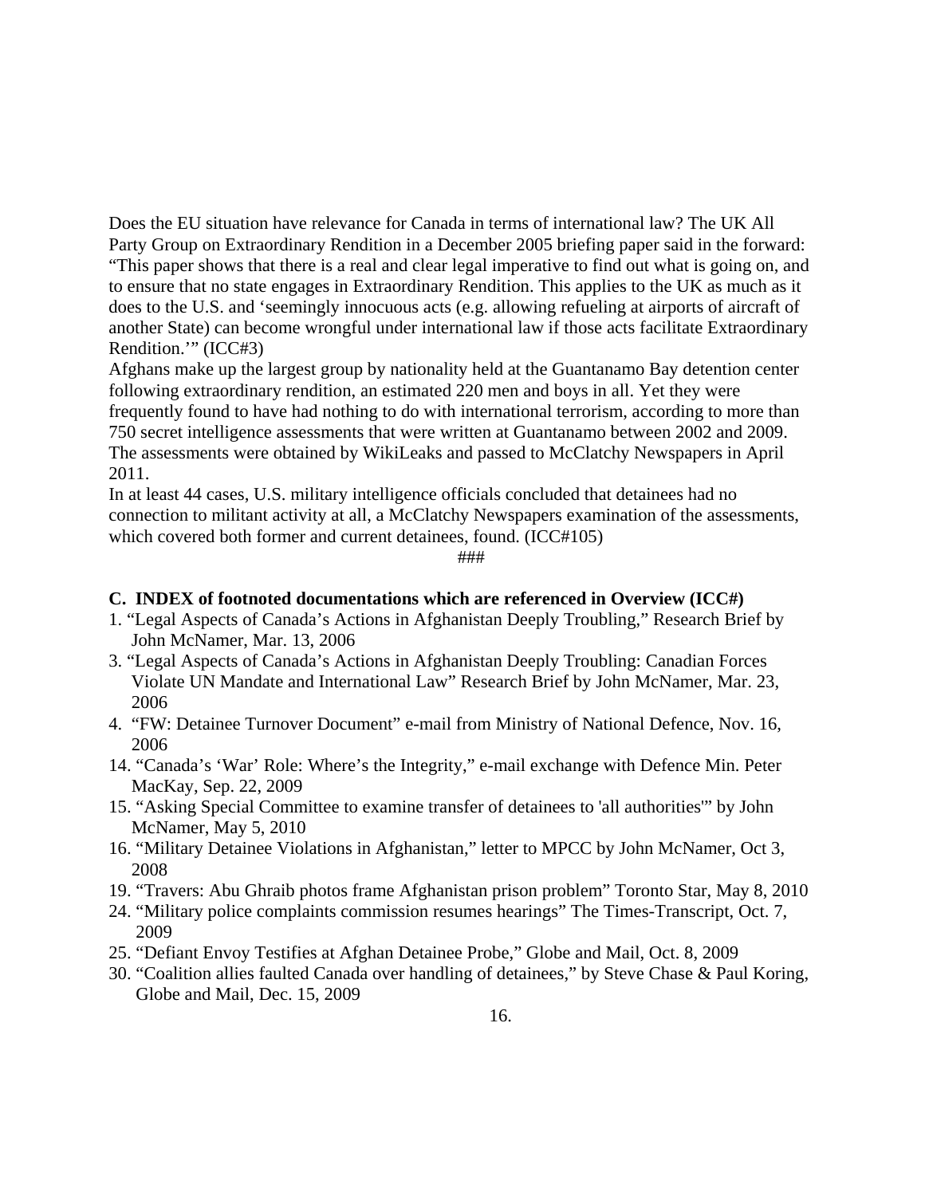Does the EU situation have relevance for Canada in terms of international law? The UK All Party Group on Extraordinary Rendition in a December 2005 briefing paper said in the forward: "This paper shows that there is a real and clear legal imperative to find out what is going on, and to ensure that no state engages in Extraordinary Rendition. This applies to the UK as much as it does to the U.S. and 'seemingly innocuous acts (e.g. allowing refueling at airports of aircraft of another State) can become wrongful under international law if those acts facilitate Extraordinary Rendition.'" (ICC#3)

Afghans make up the largest group by nationality held at the Guantanamo Bay detention center following extraordinary rendition, an estimated 220 men and boys in all. Yet they were frequently found to have had nothing to do with international terrorism, according to more than 750 secret intelligence assessments that were written at Guantanamo between 2002 and 2009. The assessments were obtained by WikiLeaks and passed to McClatchy Newspapers in April 2011.

In at least 44 cases, U.S. military intelligence officials concluded that detainees had no connection to militant activity at all, a McClatchy Newspapers examination of the assessments, which covered both former and current detainees, found. (ICC#105)

###

**C. INDEX of footnoted documentations which are referenced in Overview (ICC#)**

1. "Legal Aspects of Canada's Actions in Afghanistan Deeply Troubling," Research Brief by John McNamer, Mar. 13, 2006
3. "Legal Aspects of Canada's Actions in Afghanistan Deeply Troubling: Canadian Forces Violate UN Mandate and International Law" Research Brief by John McNamer, Mar. 23, 2006
4. "FW: Detainee Turnover Document" e-mail from Ministry of National Defence, Nov. 16, 2006
14. "Canada's 'War' Role: Where's the Integrity," e-mail exchange with Defence Min. Peter MacKay, Sep. 22, 2009
15. "Asking Special Committee to examine transfer of detainees to 'all authorities'" by John McNamer, May 5, 2010
16. "Military Detainee Violations in Afghanistan," letter to MPCC by John McNamer, Oct 3, 2008
19. "Travers: Abu Ghraib photos frame Afghanistan prison problem" Toronto Star, May 8, 2010
24. "Military police complaints commission resumes hearings" The Times-Transcript, Oct. 7, 2009
25. "Defiant Envoy Testifies at Afghan Detainee Probe," Globe and Mail, Oct. 8, 2009
30. "Coalition allies faulted Canada over handling of detainees," by Steve Chase & Paul Koring, Globe and Mail, Dec. 15, 2009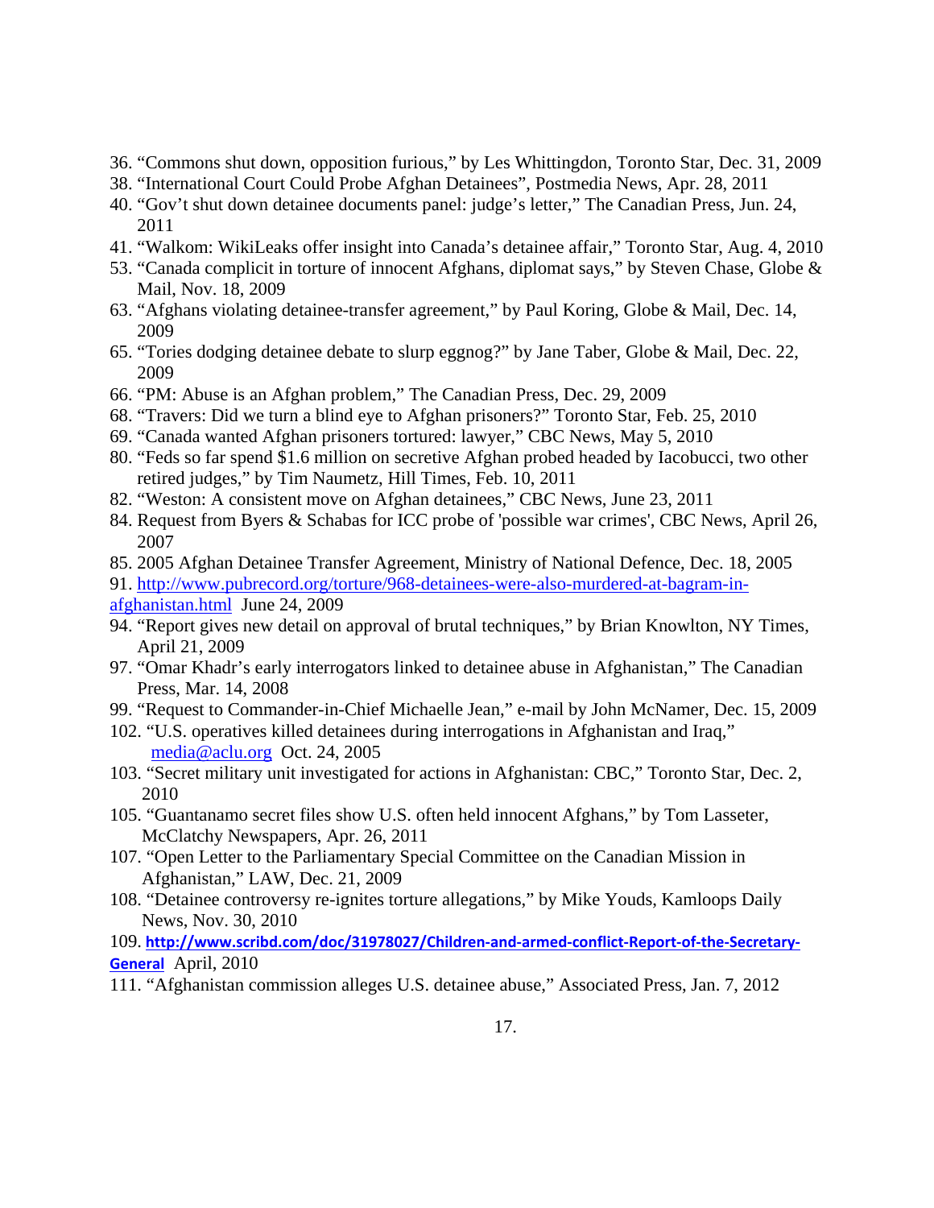36. "Commons shut down, opposition furious," by Les Whittingdon, Toronto Star, Dec. 31, 2009
38. "International Court Could Probe Afghan Detainees", Postmedia News, Apr. 28, 2011
40. "Gov't shut down detainee documents panel: judge's letter," The Canadian Press, Jun. 24, 2011
41. "Walkom: WikiLeaks offer insight into Canada's detainee affair," Toronto Star, Aug. 4, 2010
53. "Canada complicit in torture of innocent Afghans, diplomat says," by Steven Chase, Globe & Mail, Nov. 18, 2009
63. "Afghans violating detainee-transfer agreement," by Paul Koring, Globe & Mail, Dec. 14, 2009
65. "Tories dodging detainee debate to slurp eggnog?" by Jane Taber, Globe & Mail, Dec. 22, 2009
66. "PM: Abuse is an Afghan problem," The Canadian Press, Dec. 29, 2009
68. "Travers: Did we turn a blind eye to Afghan prisoners?" Toronto Star, Feb. 25, 2010
69. "Canada wanted Afghan prisoners tortured: lawyer," CBC News, May 5, 2010
80. "Feds so far spend $1.6 million on secretive Afghan probed headed by Iacobucci, two other retired judges," by Tim Naumetz, Hill Times, Feb. 10, 2011
82. "Weston: A consistent move on Afghan detainees," CBC News, June 23, 2011
84. Request from Byers & Schabas for ICC probe of 'possible war crimes', CBC News, April 26, 2007
85. 2005 Afghan Detainee Transfer Agreement, Ministry of National Defence, Dec. 18, 2005
91. http://www.pubrecord.org/torture/968-detainees-were-also-murdered-at-bagram-in-afghanistan.html June 24, 2009
94. "Report gives new detail on approval of brutal techniques," by Brian Knowlton, NY Times, April 21, 2009
97. "Omar Khadr's early interrogators linked to detainee abuse in Afghanistan," The Canadian Press, Mar. 14, 2008
99. "Request to Commander-in-Chief Michaelle Jean," e-mail by John McNamer, Dec. 15, 2009
102. "U.S. operatives killed detainees during interrogations in Afghanistan and Iraq," media@aclu.org Oct. 24, 2005
103. "Secret military unit investigated for actions in Afghanistan: CBC," Toronto Star, Dec. 2, 2010
105. "Guantanamo secret files show U.S. often held innocent Afghans," by Tom Lasseter, McClatchy Newspapers, Apr. 26, 2011
107. "Open Letter to the Parliamentary Special Committee on the Canadian Mission in Afghanistan," LAW, Dec. 21, 2009
108. "Detainee controversy re-ignites torture allegations," by Mike Youds, Kamloops Daily News, Nov. 30, 2010
109. **http://www.scribd.com/doc/31978027/Children-and-armed-conflict-Report-of-the-Secretary-General** April, 2010
111. "Afghanistan commission alleges U.S. detainee abuse," Associated Press, Jan. 7, 2012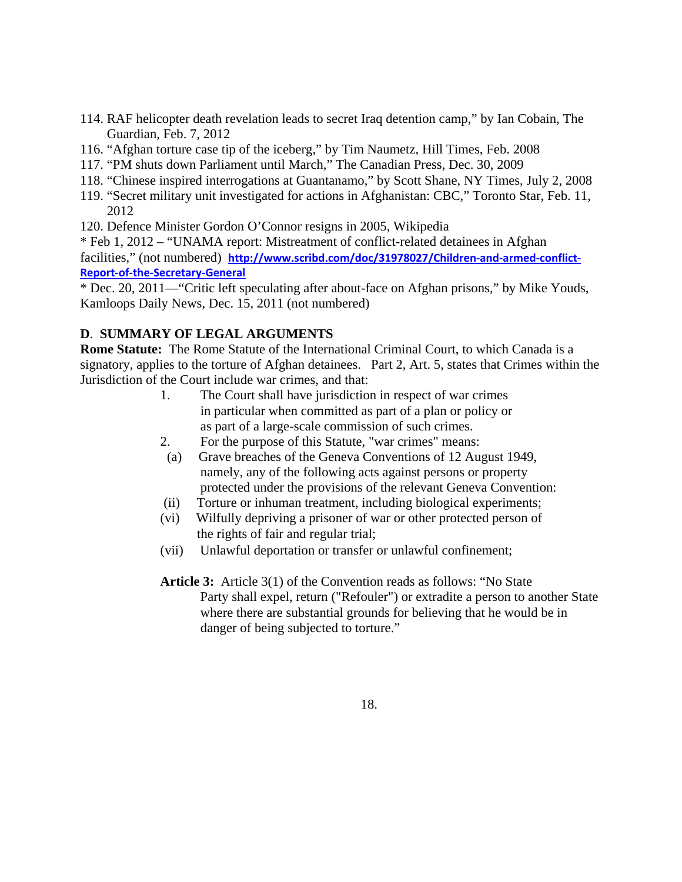114. RAF helicopter death revelation leads to secret Iraq detention camp," by Ian Cobain, The Guardian, Feb. 7, 2012
116. "Afghan torture case tip of the iceberg," by Tim Naumetz, Hill Times, Feb. 2008
117. "PM shuts down Parliament until March," The Canadian Press, Dec. 30, 2009
118. "Chinese inspired interrogations at Guantanamo," by Scott Shane, NY Times, July 2, 2008
119. "Secret military unit investigated for actions in Afghanistan: CBC," Toronto Star, Feb. 11, 2012
120. Defence Minister Gordon O'Connor resigns in 2005, Wikipedia

* Feb 1, 2012 – "UNAMA report: Mistreatment of conflict-related detainees in Afghan facilities," (not numbered) **http://www.scribd.com/doc/31978027/Children-and-armed-conflict-Report-of-the-Secretary-General**

* Dec. 20, 2011—"Critic left speculating after about-face on Afghan prisons," by Mike Youds, Kamloops Daily News, Dec. 15, 2011 (not numbered)

**D**. **SUMMARY OF LEGAL ARGUMENTS**

**Rome Statute:** The Rome Statute of the International Criminal Court, to which Canada is a signatory, applies to the torture of Afghan detainees. Part 2, Art. 5, states that Crimes within the Jurisdiction of the Court include war crimes, and that:

1. The Court shall have jurisdiction in respect of war crimes in particular when committed as part of a plan or policy or as part of a large-scale commission of such crimes.
2. For the purpose of this Statute, "war crimes" means:
   (a) Grave breaches of the Geneva Conventions of 12 August 1949, namely, any of the following acts against persons or property protected under the provisions of the relevant Geneva Convention:
   (ii) Torture or inhuman treatment, including biological experiments;
   (vi) Wilfully depriving a prisoner of war or other protected person of the rights of fair and regular trial;
   (vii) Unlawful deportation or transfer or unlawful confinement;

**Article 3:** Article 3(1) of the Convention reads as follows: "No State Party shall expel, return ("Refouler") or extradite a person to another State where there are substantial grounds for believing that he would be in danger of being subjected to torture."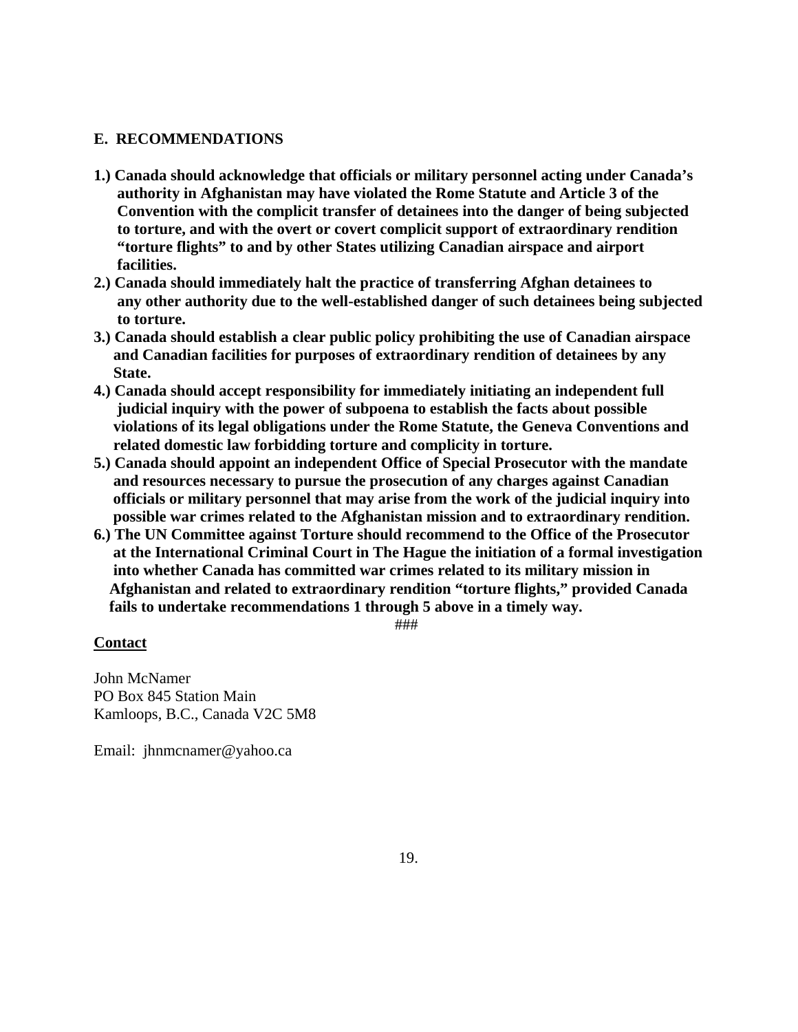## E. RECOMMENDATIONS

**1.) Canada should acknowledge that officials or military personnel acting under Canada's authority in Afghanistan may have violated the Rome Statute and Article 3 of the Convention with the complicit transfer of detainees into the danger of being subjected to torture, and with the overt or covert complicit support of extraordinary rendition "torture flights" to and by other States utilizing Canadian airspace and airport facilities.**

**2.) Canada should immediately halt the practice of transferring Afghan detainees to any other authority due to the well-established danger of such detainees being subjected to torture.**

**3.) Canada should establish a clear public policy prohibiting the use of Canadian airspace and Canadian facilities for purposes of extraordinary rendition of detainees by any State.**

**4.) Canada should accept responsibility for immediately initiating an independent full judicial inquiry with the power of subpoena to establish the facts about possible violations of its legal obligations under the Rome Statute, the Geneva Conventions and related domestic law forbidding torture and complicity in torture.**

**5.) Canada should appoint an independent Office of Special Prosecutor with the mandate and resources necessary to pursue the prosecution of any charges against Canadian officials or military personnel that may arise from the work of the judicial inquiry into possible war crimes related to the Afghanistan mission and to extraordinary rendition.**

**6.) The UN Committee against Torture should recommend to the Office of the Prosecutor at the International Criminal Court in The Hague the initiation of a formal investigation into whether Canada has committed war crimes related to its military mission in Afghanistan and related to extraordinary rendition "torture flights," provided Canada fails to undertake recommendations 1 through 5 above in a timely way.**

###

**Contact**

John McNamer
PO Box 845 Station Main
Kamloops, B.C., Canada V2C 5M8

Email: jhnmcnamer@yahoo.ca